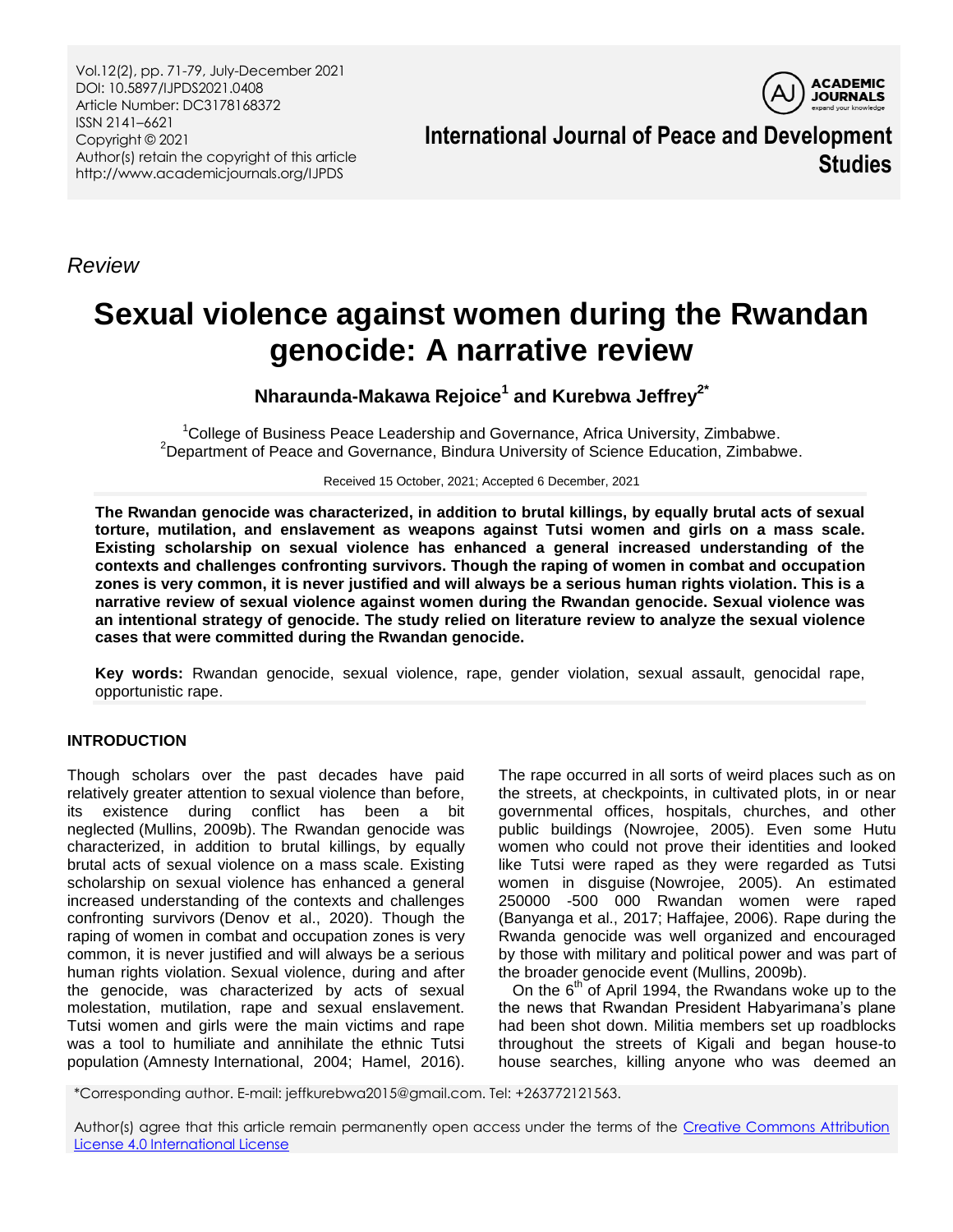Vol.12(2), pp. 71-79, July-December 2021
DOI: 10.5897/IJPDS2021.0408
Article Number: DC3178168372
ISSN 2141–6621
Copyright © 2021
Author(s) retain the copyright of this article
http://www.academicjournals.org/IJPDS

**International Journal of Peace and Development Studies**

*Review*

# Sexual violence against women during the Rwandan genocide: A narrative review

**Nharaunda-Makawa Rejoice[1] and Kurebwa Jeffrey[2*]**

[1]College of Business Peace Leadership and Governance, Africa University, Zimbabwe.
[2]Department of Peace and Governance, Bindura University of Science Education, Zimbabwe.

Received 15 October, 2021; Accepted 6 December, 2021

**The Rwandan genocide was characterized, in addition to brutal killings, by equally brutal acts of sexual torture, mutilation, and enslavement as weapons against Tutsi women and girls on a mass scale. Existing scholarship on sexual violence has enhanced a general increased understanding of the contexts and challenges confronting survivors. Though the raping of women in combat and occupation zones is very common, it is never justified and will always be a serious human rights violation. This is a narrative review of sexual violence against women during the Rwandan genocide. Sexual violence was an intentional strategy of genocide. The study relied on literature review to analyze the sexual violence cases that were committed during the Rwandan genocide.**

**Key words:** Rwandan genocide, sexual violence, rape, gender violation, sexual assault, genocidal rape, opportunistic rape.

## INTRODUCTION

Though scholars over the past decades have paid relatively greater attention to sexual violence than before, its existence during conflict has been a bit neglected (Mullins, 2009b). The Rwandan genocide was characterized, in addition to brutal killings, by equally brutal acts of sexual violence on a mass scale. Existing scholarship on sexual violence has enhanced a general increased understanding of the contexts and challenges confronting survivors (Denov et al., 2020). Though the raping of women in combat and occupation zones is very common, it is never justified and will always be a serious human rights violation. Sexual violence, during and after the genocide, was characterized by acts of sexual molestation, mutilation, rape and sexual enslavement. Tutsi women and girls were the main victims and rape was a tool to humiliate and annihilate the ethnic Tutsi population (Amnesty International, 2004; Hamel, 2016). The rape occurred in all sorts of weird places such as on the streets, at checkpoints, in cultivated plots, in or near governmental offices, hospitals, churches, and other public buildings (Nowrojee, 2005). Even some Hutu women who could not prove their identities and looked like Tutsi were raped as they were regarded as Tutsi women in disguise (Nowrojee, 2005). An estimated 250000 -500 000 Rwandan women were raped (Banyanga et al., 2017; Haffajee, 2006). Rape during the Rwanda genocide was well organized and encouraged by those with military and political power and was part of the broader genocide event (Mullins, 2009b).

On the 6th of April 1994, the Rwandans woke up to the the news that Rwandan President Habyarimana's plane had been shot down. Militia members set up roadblocks throughout the streets of Kigali and began house-to house searches, killing anyone who was deemed an

*Corresponding author. E-mail: jeffkurebwa2015@gmail.com. Tel: +263772121563.

Author(s) agree that this article remain permanently open access under the terms of the Creative Commons Attribution License 4.0 International License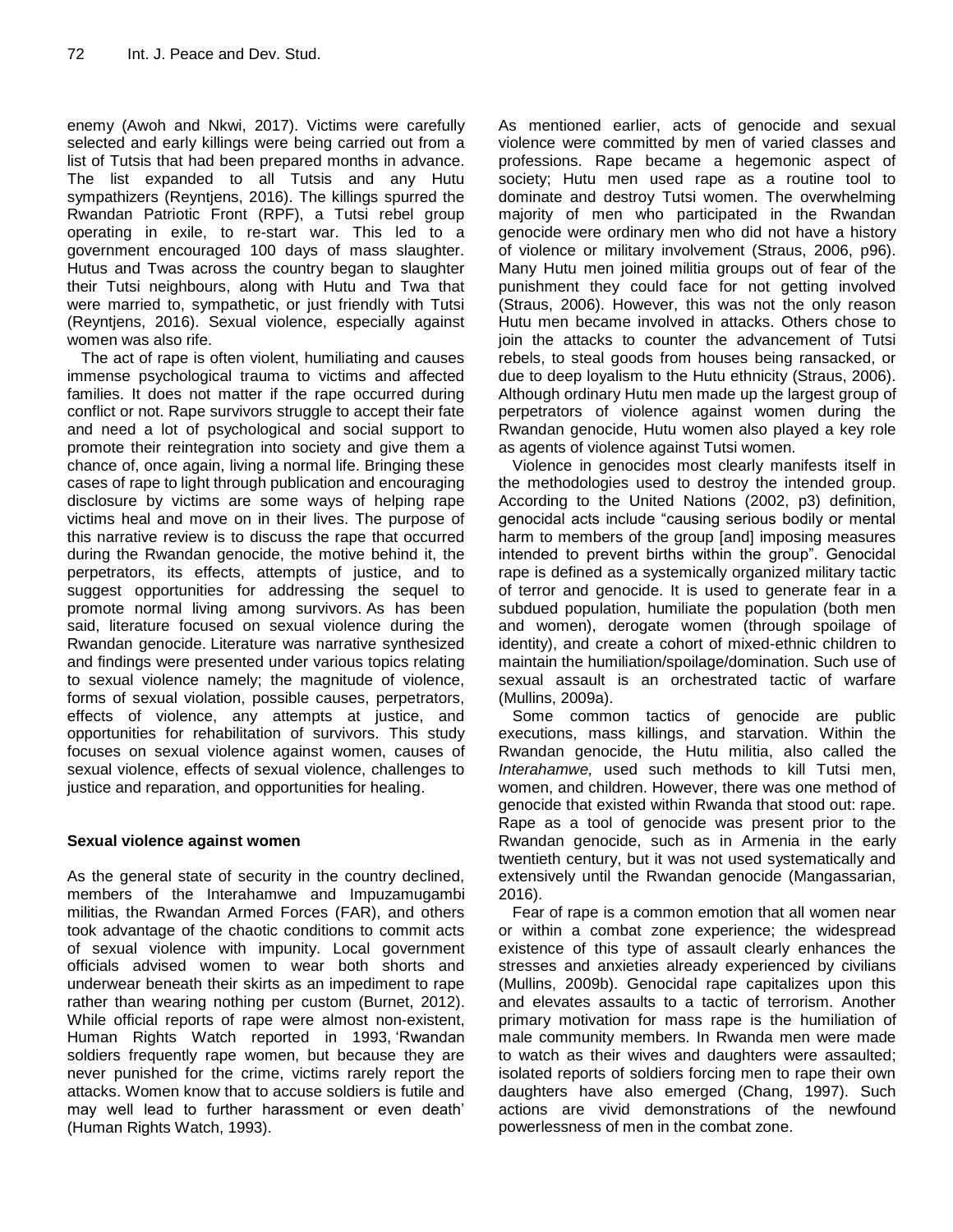enemy (Awoh and Nkwi, 2017). Victims were carefully selected and early killings were being carried out from a list of Tutsis that had been prepared months in advance. The list expanded to all Tutsis and any Hutu sympathizers (Reyntjens, 2016). The killings spurred the Rwandan Patriotic Front (RPF), a Tutsi rebel group operating in exile, to re-start war. This led to a government encouraged 100 days of mass slaughter. Hutus and Twas across the country began to slaughter their Tutsi neighbours, along with Hutu and Twa that were married to, sympathetic, or just friendly with Tutsi (Reyntjens, 2016). Sexual violence, especially against women was also rife.

The act of rape is often violent, humiliating and causes immense psychological trauma to victims and affected families. It does not matter if the rape occurred during conflict or not. Rape survivors struggle to accept their fate and need a lot of psychological and social support to promote their reintegration into society and give them a chance of, once again, living a normal life. Bringing these cases of rape to light through publication and encouraging disclosure by victims are some ways of helping rape victims heal and move on in their lives. The purpose of this narrative review is to discuss the rape that occurred during the Rwandan genocide, the motive behind it, the perpetrators, its effects, attempts of justice, and to suggest opportunities for addressing the sequel to promote normal living among survivors. As has been said, literature focused on sexual violence during the Rwandan genocide. Literature was narrative synthesized and findings were presented under various topics relating to sexual violence namely; the magnitude of violence, forms of sexual violation, possible causes, perpetrators, effects of violence, any attempts at justice, and opportunities for rehabilitation of survivors. This study focuses on sexual violence against women, causes of sexual violence, effects of sexual violence, challenges to justice and reparation, and opportunities for healing.

## Sexual violence against women

As the general state of security in the country declined, members of the Interahamwe and Impuzamugambi militias, the Rwandan Armed Forces (FAR), and others took advantage of the chaotic conditions to commit acts of sexual violence with impunity. Local government officials advised women to wear both shorts and underwear beneath their skirts as an impediment to rape rather than wearing nothing per custom (Burnet, 2012). While official reports of rape were almost non-existent, Human Rights Watch reported in 1993, 'Rwandan soldiers frequently rape women, but because they are never punished for the crime, victims rarely report the attacks. Women know that to accuse soldiers is futile and may well lead to further harassment or even death' (Human Rights Watch, 1993).

As mentioned earlier, acts of genocide and sexual violence were committed by men of varied classes and professions. Rape became a hegemonic aspect of society; Hutu men used rape as a routine tool to dominate and destroy Tutsi women. The overwhelming majority of men who participated in the Rwandan genocide were ordinary men who did not have a history of violence or military involvement (Straus, 2006, p96). Many Hutu men joined militia groups out of fear of the punishment they could face for not getting involved (Straus, 2006). However, this was not the only reason Hutu men became involved in attacks. Others chose to join the attacks to counter the advancement of Tutsi rebels, to steal goods from houses being ransacked, or due to deep loyalism to the Hutu ethnicity (Straus, 2006). Although ordinary Hutu men made up the largest group of perpetrators of violence against women during the Rwandan genocide, Hutu women also played a key role as agents of violence against Tutsi women.

Violence in genocides most clearly manifests itself in the methodologies used to destroy the intended group. According to the United Nations (2002, p3) definition, genocidal acts include "causing serious bodily or mental harm to members of the group [and] imposing measures intended to prevent births within the group". Genocidal rape is defined as a systemically organized military tactic of terror and genocide. It is used to generate fear in a subdued population, humiliate the population (both men and women), derogate women (through spoilage of identity), and create a cohort of mixed-ethnic children to maintain the humiliation/spoilage/domination. Such use of sexual assault is an orchestrated tactic of warfare (Mullins, 2009a).

Some common tactics of genocide are public executions, mass killings, and starvation. Within the Rwandan genocide, the Hutu militia, also called the *Interahamwe,* used such methods to kill Tutsi men, women, and children. However, there was one method of genocide that existed within Rwanda that stood out: rape. Rape as a tool of genocide was present prior to the Rwandan genocide, such as in Armenia in the early twentieth century, but it was not used systematically and extensively until the Rwandan genocide (Mangassarian, 2016).

Fear of rape is a common emotion that all women near or within a combat zone experience; the widespread existence of this type of assault clearly enhances the stresses and anxieties already experienced by civilians (Mullins, 2009b). Genocidal rape capitalizes upon this and elevates assaults to a tactic of terrorism. Another primary motivation for mass rape is the humiliation of male community members. In Rwanda men were made to watch as their wives and daughters were assaulted; isolated reports of soldiers forcing men to rape their own daughters have also emerged (Chang, 1997). Such actions are vivid demonstrations of the newfound powerlessness of men in the combat zone.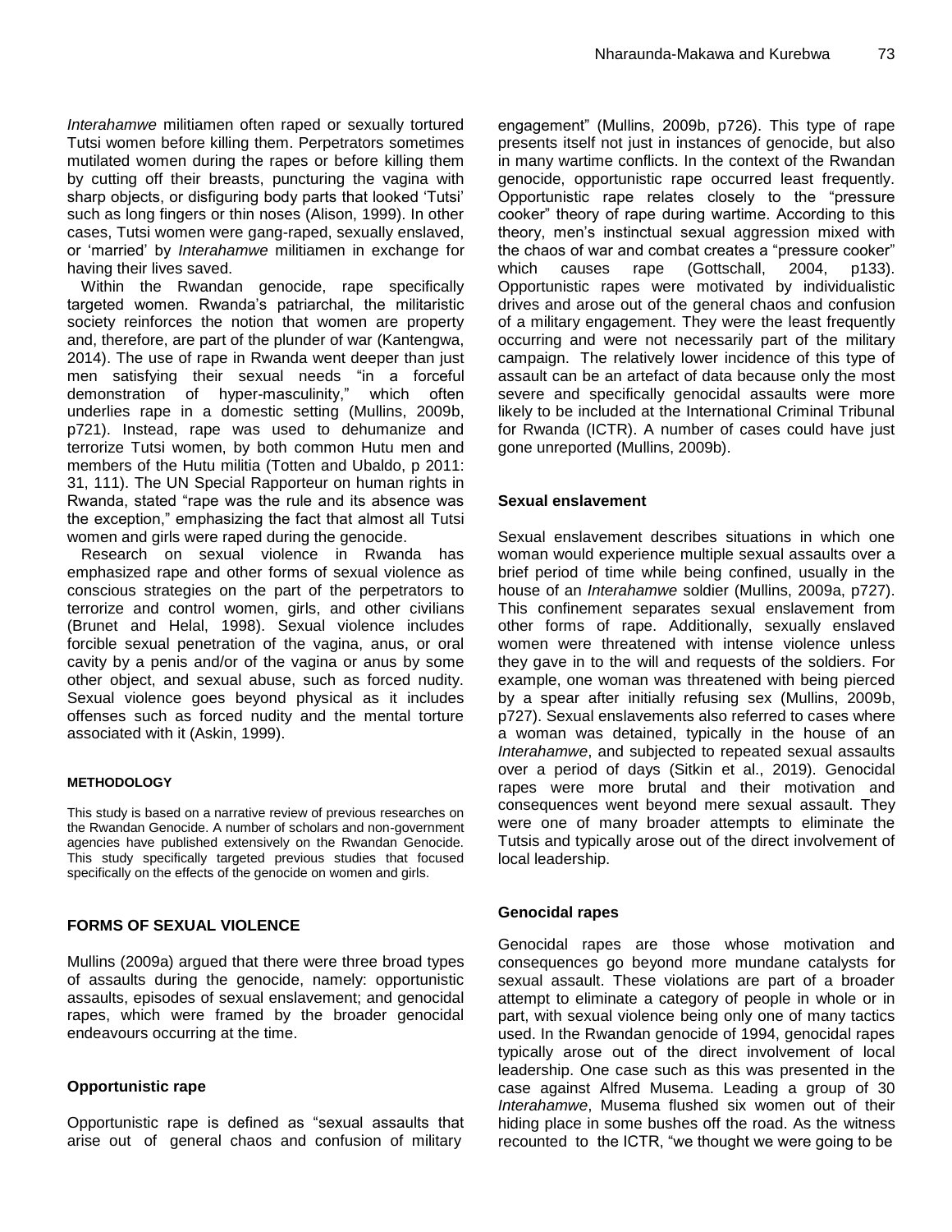*Interahamwe* militiamen often raped or sexually tortured Tutsi women before killing them. Perpetrators sometimes mutilated women during the rapes or before killing them by cutting off their breasts, puncturing the vagina with sharp objects, or disfiguring body parts that looked 'Tutsi' such as long fingers or thin noses (Alison, 1999). In other cases, Tutsi women were gang-raped, sexually enslaved, or 'married' by *Interahamwe* militiamen in exchange for having their lives saved.

Within the Rwandan genocide, rape specifically targeted women. Rwanda's patriarchal, the militaristic society reinforces the notion that women are property and, therefore, are part of the plunder of war (Kantengwa, 2014). The use of rape in Rwanda went deeper than just men satisfying their sexual needs "in a forceful demonstration of hyper-masculinity," which often underlies rape in a domestic setting (Mullins, 2009b, p721). Instead, rape was used to dehumanize and terrorize Tutsi women, by both common Hutu men and members of the Hutu militia (Totten and Ubaldo, p 2011: 31, 111). The UN Special Rapporteur on human rights in Rwanda, stated "rape was the rule and its absence was the exception," emphasizing the fact that almost all Tutsi women and girls were raped during the genocide.

Research on sexual violence in Rwanda has emphasized rape and other forms of sexual violence as conscious strategies on the part of the perpetrators to terrorize and control women, girls, and other civilians (Brunet and Helal, 1998). Sexual violence includes forcible sexual penetration of the vagina, anus, or oral cavity by a penis and/or of the vagina or anus by some other object, and sexual abuse, such as forced nudity. Sexual violence goes beyond physical as it includes offenses such as forced nudity and the mental torture associated with it (Askin, 1999).

## METHODOLOGY

This study is based on a narrative review of previous researches on the Rwandan Genocide. A number of scholars and non-government agencies have published extensively on the Rwandan Genocide. This study specifically targeted previous studies that focused specifically on the effects of the genocide on women and girls.

## FORMS OF SEXUAL VIOLENCE

Mullins (2009a) argued that there were three broad types of assaults during the genocide, namely: opportunistic assaults, episodes of sexual enslavement; and genocidal rapes, which were framed by the broader genocidal endeavours occurring at the time.

### Opportunistic rape

Opportunistic rape is defined as "sexual assaults that arise out of general chaos and confusion of military engagement" (Mullins, 2009b, p726). This type of rape presents itself not just in instances of genocide, but also in many wartime conflicts. In the context of the Rwandan genocide, opportunistic rape occurred least frequently. Opportunistic rape relates closely to the "pressure cooker" theory of rape during wartime. According to this theory, men's instinctual sexual aggression mixed with the chaos of war and combat creates a "pressure cooker" which causes rape (Gottschall, 2004, p133). Opportunistic rapes were motivated by individualistic drives and arose out of the general chaos and confusion of a military engagement. They were the least frequently occurring and were not necessarily part of the military campaign. The relatively lower incidence of this type of assault can be an artefact of data because only the most severe and specifically genocidal assaults were more likely to be included at the International Criminal Tribunal for Rwanda (ICTR). A number of cases could have just gone unreported (Mullins, 2009b).

### Sexual enslavement

Sexual enslavement describes situations in which one woman would experience multiple sexual assaults over a brief period of time while being confined, usually in the house of an *Interahamwe* soldier (Mullins, 2009a, p727). This confinement separates sexual enslavement from other forms of rape. Additionally, sexually enslaved women were threatened with intense violence unless they gave in to the will and requests of the soldiers. For example, one woman was threatened with being pierced by a spear after initially refusing sex (Mullins, 2009b, p727). Sexual enslavements also referred to cases where a woman was detained, typically in the house of an *Interahamwe*, and subjected to repeated sexual assaults over a period of days (Sitkin et al., 2019). Genocidal rapes were more brutal and their motivation and consequences went beyond mere sexual assault. They were one of many broader attempts to eliminate the Tutsis and typically arose out of the direct involvement of local leadership.

### Genocidal rapes

Genocidal rapes are those whose motivation and consequences go beyond more mundane catalysts for sexual assault. These violations are part of a broader attempt to eliminate a category of people in whole or in part, with sexual violence being only one of many tactics used. In the Rwandan genocide of 1994, genocidal rapes typically arose out of the direct involvement of local leadership. One case such as this was presented in the case against Alfred Musema. Leading a group of 30 *Interahamwe*, Musema flushed six women out of their hiding place in some bushes off the road. As the witness recounted to the ICTR, "we thought we were going to be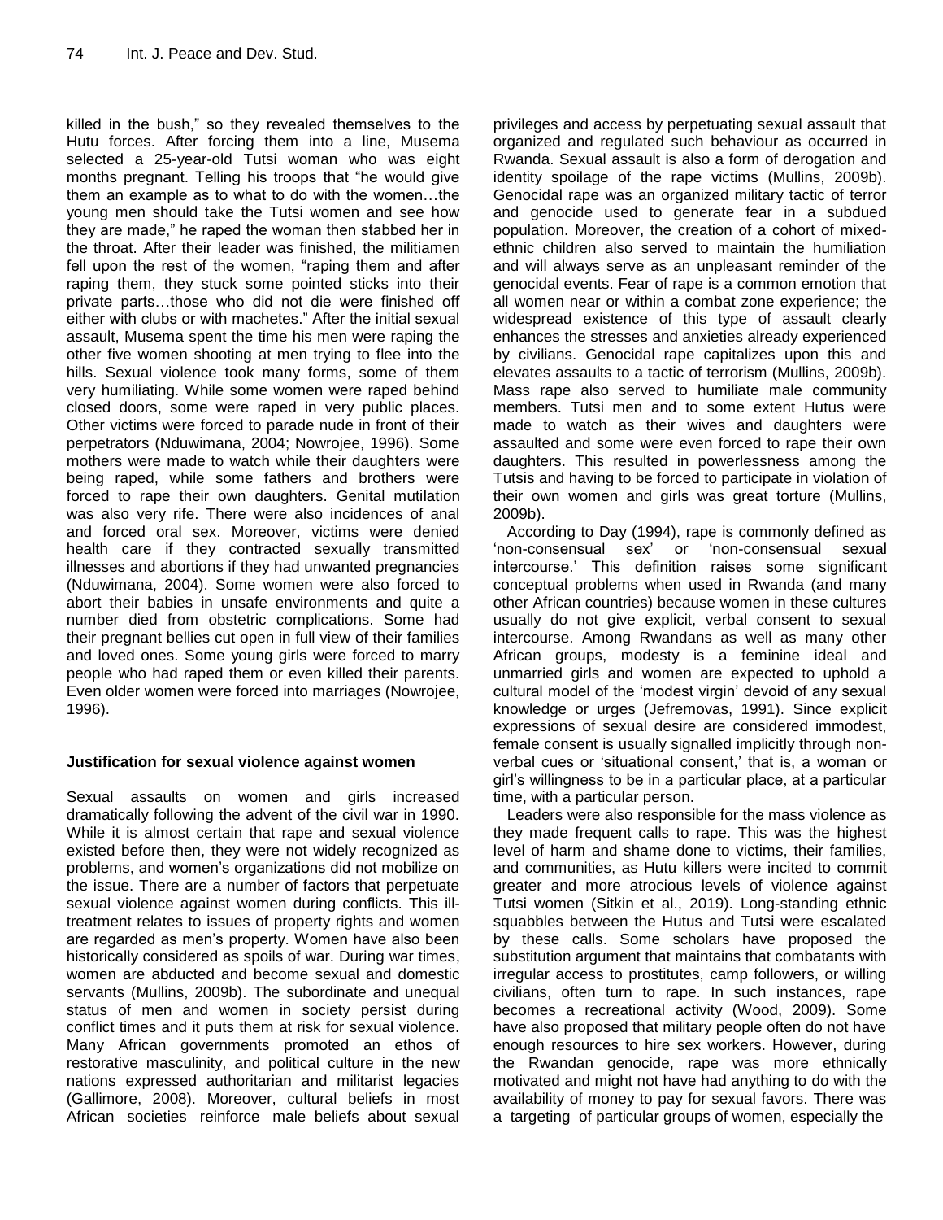killed in the bush," so they revealed themselves to the Hutu forces. After forcing them into a line, Musema selected a 25-year-old Tutsi woman who was eight months pregnant. Telling his troops that "he would give them an example as to what to do with the women…the young men should take the Tutsi women and see how they are made," he raped the woman then stabbed her in the throat. After their leader was finished, the militiamen fell upon the rest of the women, "raping them and after raping them, they stuck some pointed sticks into their private parts…those who did not die were finished off either with clubs or with machetes." After the initial sexual assault, Musema spent the time his men were raping the other five women shooting at men trying to flee into the hills. Sexual violence took many forms, some of them very humiliating. While some women were raped behind closed doors, some were raped in very public places. Other victims were forced to parade nude in front of their perpetrators (Nduwimana, 2004; Nowrojee, 1996). Some mothers were made to watch while their daughters were being raped, while some fathers and brothers were forced to rape their own daughters. Genital mutilation was also very rife. There were also incidences of anal and forced oral sex. Moreover, victims were denied health care if they contracted sexually transmitted illnesses and abortions if they had unwanted pregnancies (Nduwimana, 2004). Some women were also forced to abort their babies in unsafe environments and quite a number died from obstetric complications. Some had their pregnant bellies cut open in full view of their families and loved ones. Some young girls were forced to marry people who had raped them or even killed their parents. Even older women were forced into marriages (Nowrojee, 1996).

## Justification for sexual violence against women

Sexual assaults on women and girls increased dramatically following the advent of the civil war in 1990. While it is almost certain that rape and sexual violence existed before then, they were not widely recognized as problems, and women's organizations did not mobilize on the issue. There are a number of factors that perpetuate sexual violence against women during conflicts. This ill-treatment relates to issues of property rights and women are regarded as men's property. Women have also been historically considered as spoils of war. During war times, women are abducted and become sexual and domestic servants (Mullins, 2009b). The subordinate and unequal status of men and women in society persist during conflict times and it puts them at risk for sexual violence. Many African governments promoted an ethos of restorative masculinity, and political culture in the new nations expressed authoritarian and militarist legacies (Gallimore, 2008). Moreover, cultural beliefs in most African societies reinforce male beliefs about sexual privileges and access by perpetuating sexual assault that organized and regulated such behaviour as occurred in Rwanda. Sexual assault is also a form of derogation and identity spoilage of the rape victims (Mullins, 2009b). Genocidal rape was an organized military tactic of terror and genocide used to generate fear in a subdued population. Moreover, the creation of a cohort of mixed-ethnic children also served to maintain the humiliation and will always serve as an unpleasant reminder of the genocidal events. Fear of rape is a common emotion that all women near or within a combat zone experience; the widespread existence of this type of assault clearly enhances the stresses and anxieties already experienced by civilians. Genocidal rape capitalizes upon this and elevates assaults to a tactic of terrorism (Mullins, 2009b). Mass rape also served to humiliate male community members. Tutsi men and to some extent Hutus were made to watch as their wives and daughters were assaulted and some were even forced to rape their own daughters. This resulted in powerlessness among the Tutsis and having to be forced to participate in violation of their own women and girls was great torture (Mullins, 2009b).

According to Day (1994), rape is commonly defined as 'non-consensual sex' or 'non-consensual sexual intercourse.' This definition raises some significant conceptual problems when used in Rwanda (and many other African countries) because women in these cultures usually do not give explicit, verbal consent to sexual intercourse. Among Rwandans as well as many other African groups, modesty is a feminine ideal and unmarried girls and women are expected to uphold a cultural model of the 'modest virgin' devoid of any sexual knowledge or urges (Jefremovas, 1991). Since explicit expressions of sexual desire are considered immodest, female consent is usually signalled implicitly through non-verbal cues or 'situational consent,' that is, a woman or girl's willingness to be in a particular place, at a particular time, with a particular person.

Leaders were also responsible for the mass violence as they made frequent calls to rape. This was the highest level of harm and shame done to victims, their families, and communities, as Hutu killers were incited to commit greater and more atrocious levels of violence against Tutsi women (Sitkin et al., 2019). Long-standing ethnic squabbles between the Hutus and Tutsi were escalated by these calls. Some scholars have proposed the substitution argument that maintains that combatants with irregular access to prostitutes, camp followers, or willing civilians, often turn to rape. In such instances, rape becomes a recreational activity (Wood, 2009). Some have also proposed that military people often do not have enough resources to hire sex workers. However, during the Rwandan genocide, rape was more ethnically motivated and might not have had anything to do with the availability of money to pay for sexual favors. There was a targeting of particular groups of women, especially the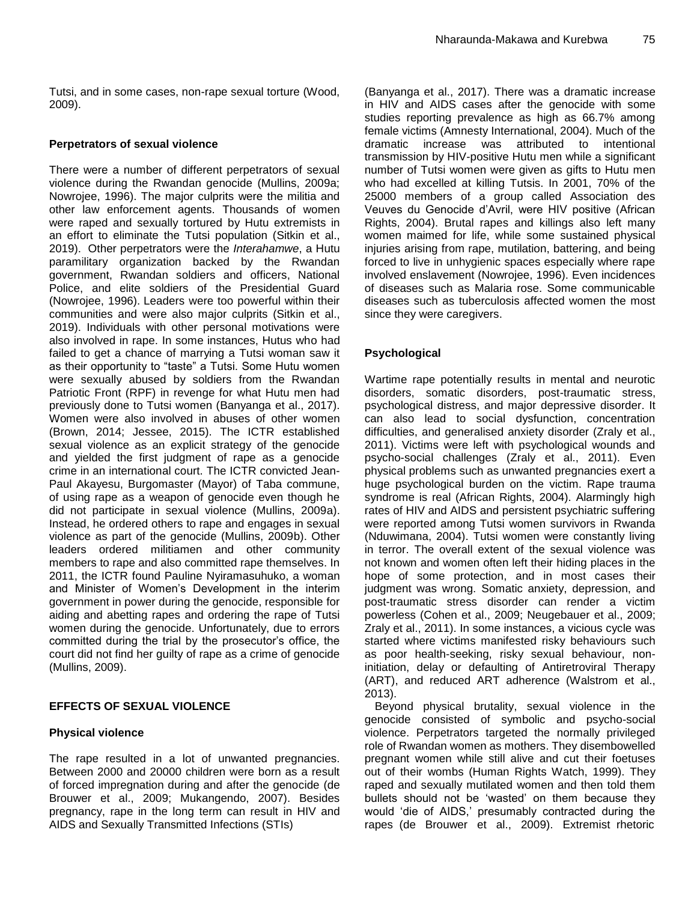Tutsi, and in some cases, non-rape sexual torture (Wood, 2009).

### Perpetrators of sexual violence

There were a number of different perpetrators of sexual violence during the Rwandan genocide (Mullins, 2009a; Nowrojee, 1996). The major culprits were the militia and other law enforcement agents. Thousands of women were raped and sexually tortured by Hutu extremists in an effort to eliminate the Tutsi population (Sitkin et al., 2019). Other perpetrators were the *Interahamwe*, a Hutu paramilitary organization backed by the Rwandan government, Rwandan soldiers and officers, National Police, and elite soldiers of the Presidential Guard (Nowrojee, 1996). Leaders were too powerful within their communities and were also major culprits (Sitkin et al., 2019). Individuals with other personal motivations were also involved in rape. In some instances, Hutus who had failed to get a chance of marrying a Tutsi woman saw it as their opportunity to "taste" a Tutsi. Some Hutu women were sexually abused by soldiers from the Rwandan Patriotic Front (RPF) in revenge for what Hutu men had previously done to Tutsi women (Banyanga et al., 2017). Women were also involved in abuses of other women (Brown, 2014; Jessee, 2015). The ICTR established sexual violence as an explicit strategy of the genocide and yielded the first judgment of rape as a genocide crime in an international court. The ICTR convicted Jean-Paul Akayesu, Burgomaster (Mayor) of Taba commune, of using rape as a weapon of genocide even though he did not participate in sexual violence (Mullins, 2009a). Instead, he ordered others to rape and engages in sexual violence as part of the genocide (Mullins, 2009b). Other leaders ordered militiamen and other community members to rape and also committed rape themselves. In 2011, the ICTR found Pauline Nyiramasuhuko, a woman and Minister of Women's Development in the interim government in power during the genocide, responsible for aiding and abetting rapes and ordering the rape of Tutsi women during the genocide. Unfortunately, due to errors committed during the trial by the prosecutor's office, the court did not find her guilty of rape as a crime of genocide (Mullins, 2009).

## EFFECTS OF SEXUAL VIOLENCE

### Physical violence

The rape resulted in a lot of unwanted pregnancies. Between 2000 and 20000 children were born as a result of forced impregnation during and after the genocide (de Brouwer et al., 2009; Mukangendo, 2007). Besides pregnancy, rape in the long term can result in HIV and AIDS and Sexually Transmitted Infections (STIs) (Banyanga et al., 2017). There was a dramatic increase in HIV and AIDS cases after the genocide with some studies reporting prevalence as high as 66.7% among female victims (Amnesty International, 2004). Much of the dramatic increase was attributed to intentional transmission by HIV-positive Hutu men while a significant number of Tutsi women were given as gifts to Hutu men who had excelled at killing Tutsis. In 2001, 70% of the 25000 members of a group called Association des Veuves du Genocide d'Avril, were HIV positive (African Rights, 2004). Brutal rapes and killings also left many women maimed for life, while some sustained physical injuries arising from rape, mutilation, battering, and being forced to live in unhygienic spaces especially where rape involved enslavement (Nowrojee, 1996). Even incidences of diseases such as Malaria rose. Some communicable diseases such as tuberculosis affected women the most since they were caregivers.

### Psychological

Wartime rape potentially results in mental and neurotic disorders, somatic disorders, post-traumatic stress, psychological distress, and major depressive disorder. It can also lead to social dysfunction, concentration difficulties, and generalised anxiety disorder (Zraly et al., 2011). Victims were left with psychological wounds and psycho-social challenges (Zraly et al., 2011). Even physical problems such as unwanted pregnancies exert a huge psychological burden on the victim. Rape trauma syndrome is real (African Rights, 2004). Alarmingly high rates of HIV and AIDS and persistent psychiatric suffering were reported among Tutsi women survivors in Rwanda (Nduwimana, 2004). Tutsi women were constantly living in terror. The overall extent of the sexual violence was not known and women often left their hiding places in the hope of some protection, and in most cases their judgment was wrong. Somatic anxiety, depression, and post-traumatic stress disorder can render a victim powerless (Cohen et al., 2009; Neugebauer et al., 2009; Zraly et al., 2011). In some instances, a vicious cycle was started where victims manifested risky behaviours such as poor health-seeking, risky sexual behaviour, non-initiation, delay or defaulting of Antiretroviral Therapy (ART), and reduced ART adherence (Walstrom et al., 2013).

Beyond physical brutality, sexual violence in the genocide consisted of symbolic and psycho-social violence. Perpetrators targeted the normally privileged role of Rwandan women as mothers. They disembowelled pregnant women while still alive and cut their foetuses out of their wombs (Human Rights Watch, 1999). They raped and sexually mutilated women and then told them bullets should not be 'wasted' on them because they would 'die of AIDS,' presumably contracted during the rapes (de Brouwer et al., 2009). Extremist rhetoric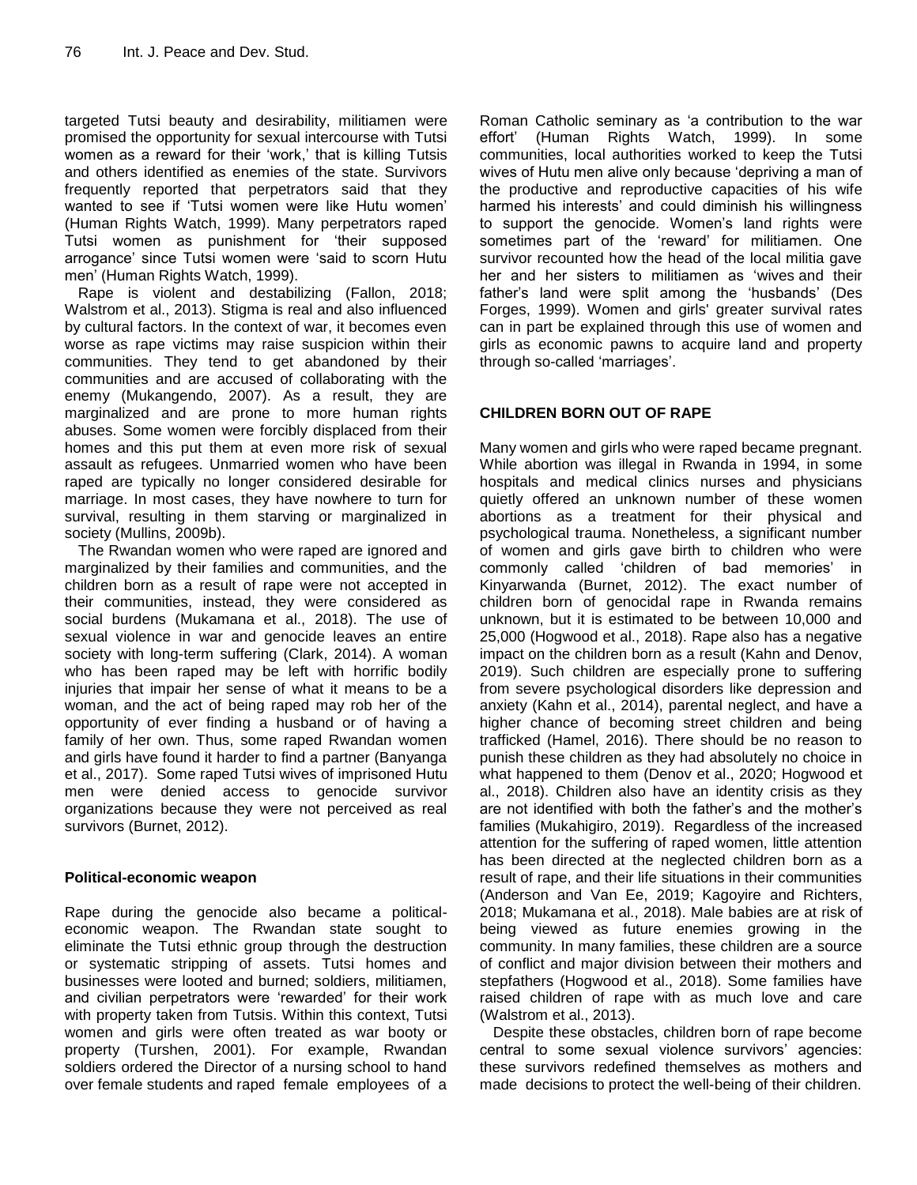targeted Tutsi beauty and desirability, militiamen were promised the opportunity for sexual intercourse with Tutsi women as a reward for their 'work,' that is killing Tutsis and others identified as enemies of the state. Survivors frequently reported that perpetrators said that they wanted to see if 'Tutsi women were like Hutu women' (Human Rights Watch, 1999). Many perpetrators raped Tutsi women as punishment for 'their supposed arrogance' since Tutsi women were 'said to scorn Hutu men' (Human Rights Watch, 1999).

Rape is violent and destabilizing (Fallon, 2018; Walstrom et al., 2013). Stigma is real and also influenced by cultural factors. In the context of war, it becomes even worse as rape victims may raise suspicion within their communities. They tend to get abandoned by their communities and are accused of collaborating with the enemy (Mukangendo, 2007). As a result, they are marginalized and are prone to more human rights abuses. Some women were forcibly displaced from their homes and this put them at even more risk of sexual assault as refugees. Unmarried women who have been raped are typically no longer considered desirable for marriage. In most cases, they have nowhere to turn for survival, resulting in them starving or marginalized in society (Mullins, 2009b).

The Rwandan women who were raped are ignored and marginalized by their families and communities, and the children born as a result of rape were not accepted in their communities, instead, they were considered as social burdens (Mukamana et al., 2018). The use of sexual violence in war and genocide leaves an entire society with long-term suffering (Clark, 2014). A woman who has been raped may be left with horrific bodily injuries that impair her sense of what it means to be a woman, and the act of being raped may rob her of the opportunity of ever finding a husband or of having a family of her own. Thus, some raped Rwandan women and girls have found it harder to find a partner (Banyanga et al., 2017). Some raped Tutsi wives of imprisoned Hutu men were denied access to genocide survivor organizations because they were not perceived as real survivors (Burnet, 2012).

### Political-economic weapon

Rape during the genocide also became a political-economic weapon. The Rwandan state sought to eliminate the Tutsi ethnic group through the destruction or systematic stripping of assets. Tutsi homes and businesses were looted and burned; soldiers, militiamen, and civilian perpetrators were 'rewarded' for their work with property taken from Tutsis. Within this context, Tutsi women and girls were often treated as war booty or property (Turshen, 2001). For example, Rwandan soldiers ordered the Director of a nursing school to hand over female students and raped female employees of a Roman Catholic seminary as 'a contribution to the war effort' (Human Rights Watch, 1999). In some communities, local authorities worked to keep the Tutsi wives of Hutu men alive only because 'depriving a man of the productive and reproductive capacities of his wife harmed his interests' and could diminish his willingness to support the genocide. Women's land rights were sometimes part of the 'reward' for militiamen. One survivor recounted how the head of the local militia gave her and her sisters to militiamen as 'wives and their father's land were split among the 'husbands' (Des Forges, 1999). Women and girls' greater survival rates can in part be explained through this use of women and girls as economic pawns to acquire land and property through so-called 'marriages'.

## CHILDREN BORN OUT OF RAPE

Many women and girls who were raped became pregnant. While abortion was illegal in Rwanda in 1994, in some hospitals and medical clinics nurses and physicians quietly offered an unknown number of these women abortions as a treatment for their physical and psychological trauma. Nonetheless, a significant number of women and girls gave birth to children who were commonly called 'children of bad memories' in Kinyarwanda (Burnet, 2012). The exact number of children born of genocidal rape in Rwanda remains unknown, but it is estimated to be between 10,000 and 25,000 (Hogwood et al., 2018). Rape also has a negative impact on the children born as a result (Kahn and Denov, 2019). Such children are especially prone to suffering from severe psychological disorders like depression and anxiety (Kahn et al., 2014), parental neglect, and have a higher chance of becoming street children and being trafficked (Hamel, 2016). There should be no reason to punish these children as they had absolutely no choice in what happened to them (Denov et al., 2020; Hogwood et al., 2018). Children also have an identity crisis as they are not identified with both the father's and the mother's families (Mukahigiro, 2019). Regardless of the increased attention for the suffering of raped women, little attention has been directed at the neglected children born as a result of rape, and their life situations in their communities (Anderson and Van Ee, 2019; Kagoyire and Richters, 2018; Mukamana et al., 2018). Male babies are at risk of being viewed as future enemies growing in the community. In many families, these children are a source of conflict and major division between their mothers and stepfathers (Hogwood et al., 2018). Some families have raised children of rape with as much love and care (Walstrom et al., 2013).

Despite these obstacles, children born of rape become central to some sexual violence survivors' agencies: these survivors redefined themselves as mothers and made decisions to protect the well-being of their children.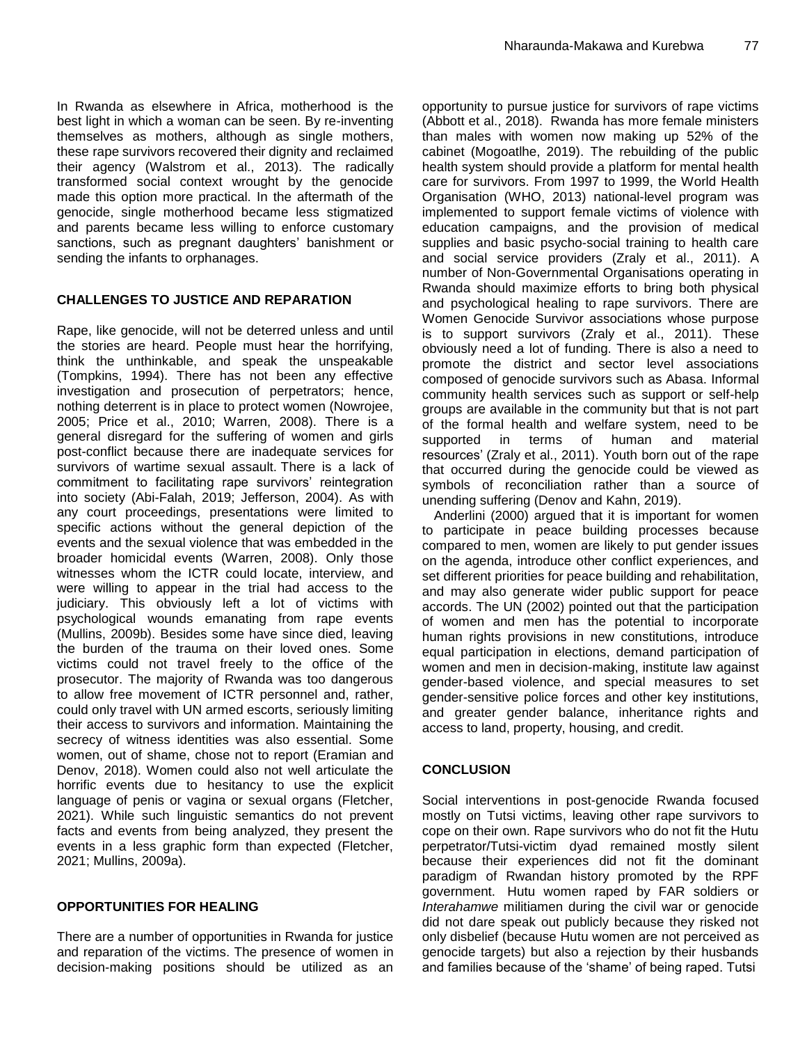In Rwanda as elsewhere in Africa, motherhood is the best light in which a woman can be seen. By re-inventing themselves as mothers, although as single mothers, these rape survivors recovered their dignity and reclaimed their agency (Walstrom et al., 2013). The radically transformed social context wrought by the genocide made this option more practical. In the aftermath of the genocide, single motherhood became less stigmatized and parents became less willing to enforce customary sanctions, such as pregnant daughters' banishment or sending the infants to orphanages.

## CHALLENGES TO JUSTICE AND REPARATION

Rape, like genocide, will not be deterred unless and until the stories are heard. People must hear the horrifying, think the unthinkable, and speak the unspeakable (Tompkins, 1994). There has not been any effective investigation and prosecution of perpetrators; hence, nothing deterrent is in place to protect women (Nowrojee, 2005; Price et al., 2010; Warren, 2008). There is a general disregard for the suffering of women and girls post-conflict because there are inadequate services for survivors of wartime sexual assault. There is a lack of commitment to facilitating rape survivors' reintegration into society (Abi-Falah, 2019; Jefferson, 2004). As with any court proceedings, presentations were limited to specific actions without the general depiction of the events and the sexual violence that was embedded in the broader homicidal events (Warren, 2008). Only those witnesses whom the ICTR could locate, interview, and were willing to appear in the trial had access to the judiciary. This obviously left a lot of victims with psychological wounds emanating from rape events (Mullins, 2009b). Besides some have since died, leaving the burden of the trauma on their loved ones. Some victims could not travel freely to the office of the prosecutor. The majority of Rwanda was too dangerous to allow free movement of ICTR personnel and, rather, could only travel with UN armed escorts, seriously limiting their access to survivors and information. Maintaining the secrecy of witness identities was also essential. Some women, out of shame, chose not to report (Eramian and Denov, 2018). Women could also not well articulate the horrific events due to hesitancy to use the explicit language of penis or vagina or sexual organs (Fletcher, 2021). While such linguistic semantics do not prevent facts and events from being analyzed, they present the events in a less graphic form than expected (Fletcher, 2021; Mullins, 2009a).

## OPPORTUNITIES FOR HEALING

There are a number of opportunities in Rwanda for justice and reparation of the victims. The presence of women in decision-making positions should be utilized as an opportunity to pursue justice for survivors of rape victims (Abbott et al., 2018). Rwanda has more female ministers than males with women now making up 52% of the cabinet (Mogoatlhe, 2019). The rebuilding of the public health system should provide a platform for mental health care for survivors. From 1997 to 1999, the World Health Organisation (WHO, 2013) national-level program was implemented to support female victims of violence with education campaigns, and the provision of medical supplies and basic psycho-social training to health care and social service providers (Zraly et al., 2011). A number of Non-Governmental Organisations operating in Rwanda should maximize efforts to bring both physical and psychological healing to rape survivors. There are Women Genocide Survivor associations whose purpose is to support survivors (Zraly et al., 2011). These obviously need a lot of funding. There is also a need to promote the district and sector level associations composed of genocide survivors such as Abasa. Informal community health services such as support or self-help groups are available in the community but that is not part of the formal health and welfare system, need to be supported in terms of human and material resources' (Zraly et al., 2011). Youth born out of the rape that occurred during the genocide could be viewed as symbols of reconciliation rather than a source of unending suffering (Denov and Kahn, 2019).

Anderlini (2000) argued that it is important for women to participate in peace building processes because compared to men, women are likely to put gender issues on the agenda, introduce other conflict experiences, and set different priorities for peace building and rehabilitation, and may also generate wider public support for peace accords. The UN (2002) pointed out that the participation of women and men has the potential to incorporate human rights provisions in new constitutions, introduce equal participation in elections, demand participation of women and men in decision-making, institute law against gender-based violence, and special measures to set gender-sensitive police forces and other key institutions, and greater gender balance, inheritance rights and access to land, property, housing, and credit.

## CONCLUSION

Social interventions in post-genocide Rwanda focused mostly on Tutsi victims, leaving other rape survivors to cope on their own. Rape survivors who do not fit the Hutu perpetrator/Tutsi-victim dyad remained mostly silent because their experiences did not fit the dominant paradigm of Rwandan history promoted by the RPF government. Hutu women raped by FAR soldiers or *Interahamwe* militiamen during the civil war or genocide did not dare speak out publicly because they risked not only disbelief (because Hutu women are not perceived as genocide targets) but also a rejection by their husbands and families because of the 'shame' of being raped. Tutsi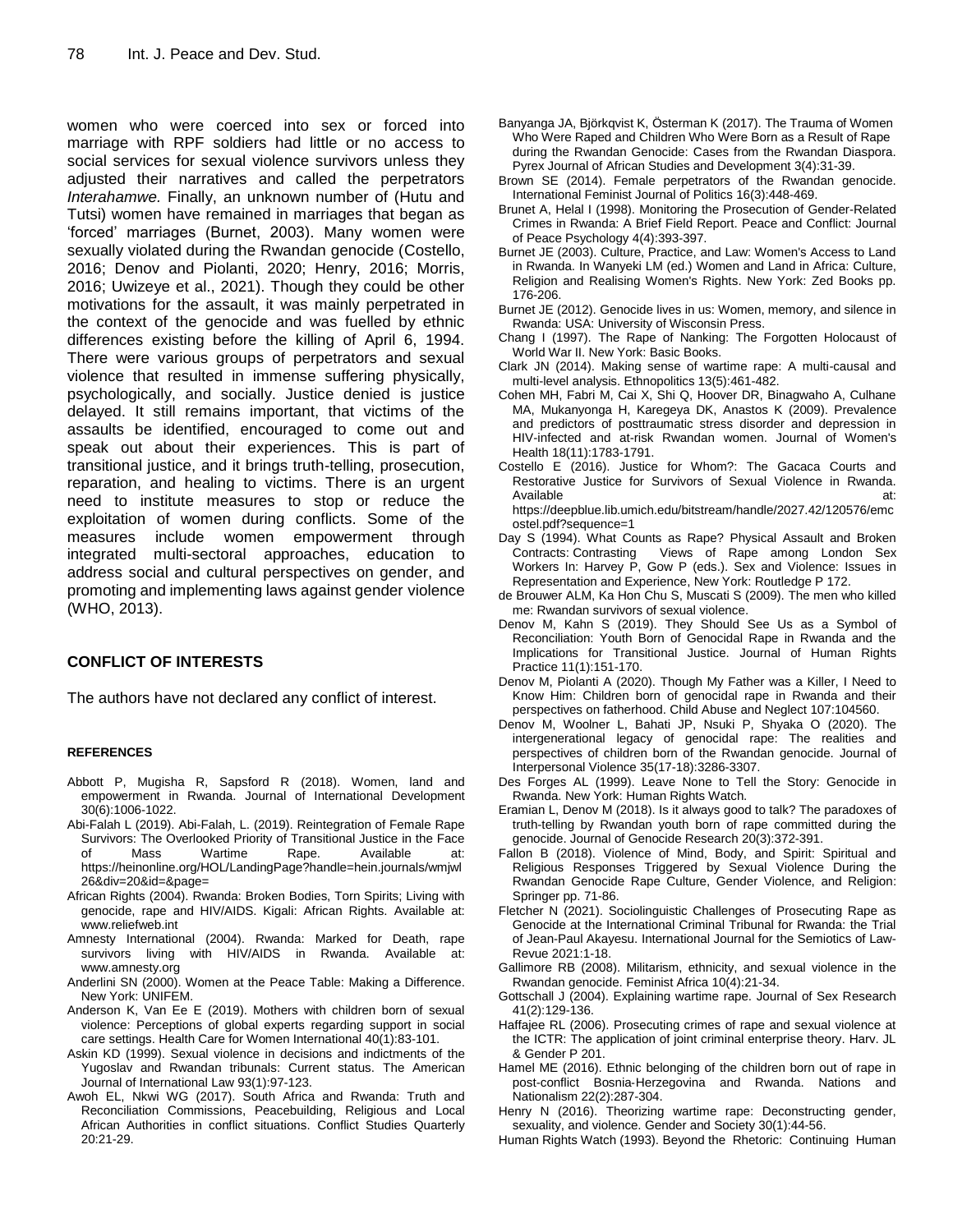women who were coerced into sex or forced into marriage with RPF soldiers had little or no access to social services for sexual violence survivors unless they adjusted their narratives and called the perpetrators *Interahamwe.* Finally, an unknown number of (Hutu and Tutsi) women have remained in marriages that began as 'forced' marriages (Burnet, 2003). Many women were sexually violated during the Rwandan genocide (Costello, 2016; Denov and Piolanti, 2020; Henry, 2016; Morris, 2016; Uwizeye et al., 2021). Though they could be other motivations for the assault, it was mainly perpetrated in the context of the genocide and was fuelled by ethnic differences existing before the killing of April 6, 1994. There were various groups of perpetrators and sexual violence that resulted in immense suffering physically, psychologically, and socially. Justice denied is justice delayed. It still remains important, that victims of the assaults be identified, encouraged to come out and speak out about their experiences. This is part of transitional justice, and it brings truth-telling, prosecution, reparation, and healing to victims. There is an urgent need to institute measures to stop or reduce the exploitation of women during conflicts. Some of the measures include women empowerment through integrated multi-sectoral approaches, education to address social and cultural perspectives on gender, and promoting and implementing laws against gender violence (WHO, 2013).

## CONFLICT OF INTERESTS

The authors have not declared any conflict of interest.

### REFERENCES

Abbott P, Mugisha R, Sapsford R (2018). Women, land and empowerment in Rwanda. Journal of International Development 30(6):1006-1022.

Abi-Falah L (2019). Abi-Falah, L. (2019). Reintegration of Female Rape Survivors: The Overlooked Priority of Transitional Justice in the Face of Mass Wartime Rape. Available at: https://heinonline.org/HOL/LandingPage?handle=hein.journals/wmjwl26&div=20&id=&page=

African Rights (2004). Rwanda: Broken Bodies, Torn Spirits; Living with genocide, rape and HIV/AIDS. Kigali: African Rights. Available at: www.reliefweb.int

Amnesty International (2004). Rwanda: Marked for Death, rape survivors living with HIV/AIDS in Rwanda. Available at: www.amnesty.org

Anderlini SN (2000). Women at the Peace Table: Making a Difference. New York: UNIFEM.

Anderson K, Van Ee E (2019). Mothers with children born of sexual violence: Perceptions of global experts regarding support in social care settings. Health Care for Women International 40(1):83-101.

Askin KD (1999). Sexual violence in decisions and indictments of the Yugoslav and Rwandan tribunals: Current status. The American Journal of International Law 93(1):97-123.

Awoh EL, Nkwi WG (2017). South Africa and Rwanda: Truth and Reconciliation Commissions, Peacebuilding, Religious and Local African Authorities in conflict situations. Conflict Studies Quarterly 20:21-29.

Banyanga JA, Björkqvist K, Österman K (2017). The Trauma of Women Who Were Raped and Children Who Were Born as a Result of Rape during the Rwandan Genocide: Cases from the Rwandan Diaspora. Pyrex Journal of African Studies and Development 3(4):31-39.

Brown SE (2014). Female perpetrators of the Rwandan genocide. International Feminist Journal of Politics 16(3):448-469.

Brunet A, Helal I (1998). Monitoring the Prosecution of Gender-Related Crimes in Rwanda: A Brief Field Report. Peace and Conflict: Journal of Peace Psychology 4(4):393-397.

Burnet JE (2003). Culture, Practice, and Law: Women's Access to Land in Rwanda. In Wanyeki LM (ed.) Women and Land in Africa: Culture, Religion and Realising Women's Rights. New York: Zed Books pp. 176-206.

Burnet JE (2012). Genocide lives in us: Women, memory, and silence in Rwanda: USA: University of Wisconsin Press.

Chang I (1997). The Rape of Nanking: The Forgotten Holocaust of World War II. New York: Basic Books.

Clark JN (2014). Making sense of wartime rape: A multi-causal and multi-level analysis. Ethnopolitics 13(5):461-482.

Cohen MH, Fabri M, Cai X, Shi Q, Hoover DR, Binagwaho A, Culhane MA, Mukanyonga H, Karegeya DK, Anastos K (2009). Prevalence and predictors of posttraumatic stress disorder and depression in HIV-infected and at-risk Rwandan women. Journal of Women's Health 18(11):1783-1791.

Costello E (2016). Justice for Whom?: The Gacaca Courts and Restorative Justice for Survivors of Sexual Violence in Rwanda. Available at: https://deepblue.lib.umich.edu/bitstream/handle/2027.42/120576/emcostel.pdf?sequence=1

Day S (1994). What Counts as Rape? Physical Assault and Broken Contracts: Contrasting Views of Rape among London Sex Workers In: Harvey P, Gow P (eds.). Sex and Violence: Issues in Representation and Experience, New York: Routledge P 172.

de Brouwer ALM, Ka Hon Chu S, Muscati S (2009). The men who killed me: Rwandan survivors of sexual violence.

Denov M, Kahn S (2019). They Should See Us as a Symbol of Reconciliation: Youth Born of Genocidal Rape in Rwanda and the Implications for Transitional Justice. Journal of Human Rights Practice 11(1):151-170.

Denov M, Piolanti A (2020). Though My Father was a Killer, I Need to Know Him: Children born of genocidal rape in Rwanda and their perspectives on fatherhood. Child Abuse and Neglect 107:104560.

Denov M, Woolner L, Bahati JP, Nsuki P, Shyaka O (2020). The intergenerational legacy of genocidal rape: The realities and perspectives of children born of the Rwandan genocide. Journal of Interpersonal Violence 35(17-18):3286-3307.

Des Forges AL (1999). Leave None to Tell the Story: Genocide in Rwanda. New York: Human Rights Watch.

Eramian L, Denov M (2018). Is it always good to talk? The paradoxes of truth-telling by Rwandan youth born of rape committed during the genocide. Journal of Genocide Research 20(3):372-391.

Fallon B (2018). Violence of Mind, Body, and Spirit: Spiritual and Religious Responses Triggered by Sexual Violence During the Rwandan Genocide Rape Culture, Gender Violence, and Religion: Springer pp. 71-86.

Fletcher N (2021). Sociolinguistic Challenges of Prosecuting Rape as Genocide at the International Criminal Tribunal for Rwanda: the Trial of Jean-Paul Akayesu. International Journal for the Semiotics of Law-Revue 2021:1-18.

Gallimore RB (2008). Militarism, ethnicity, and sexual violence in the Rwandan genocide. Feminist Africa 10(4):21-34.

Gottschall J (2004). Explaining wartime rape. Journal of Sex Research 41(2):129-136.

Haffajee RL (2006). Prosecuting crimes of rape and sexual violence at the ICTR: The application of joint criminal enterprise theory. Harv. JL & Gender P 201.

Hamel ME (2016). Ethnic belonging of the children born out of rape in post-conflict Bosnia-Herzegovina and Rwanda. Nations and Nationalism 22(2):287-304.

Henry N (2016). Theorizing wartime rape: Deconstructing gender, sexuality, and violence. Gender and Society 30(1):44-56.

Human Rights Watch (1993). Beyond the Rhetoric: Continuing Human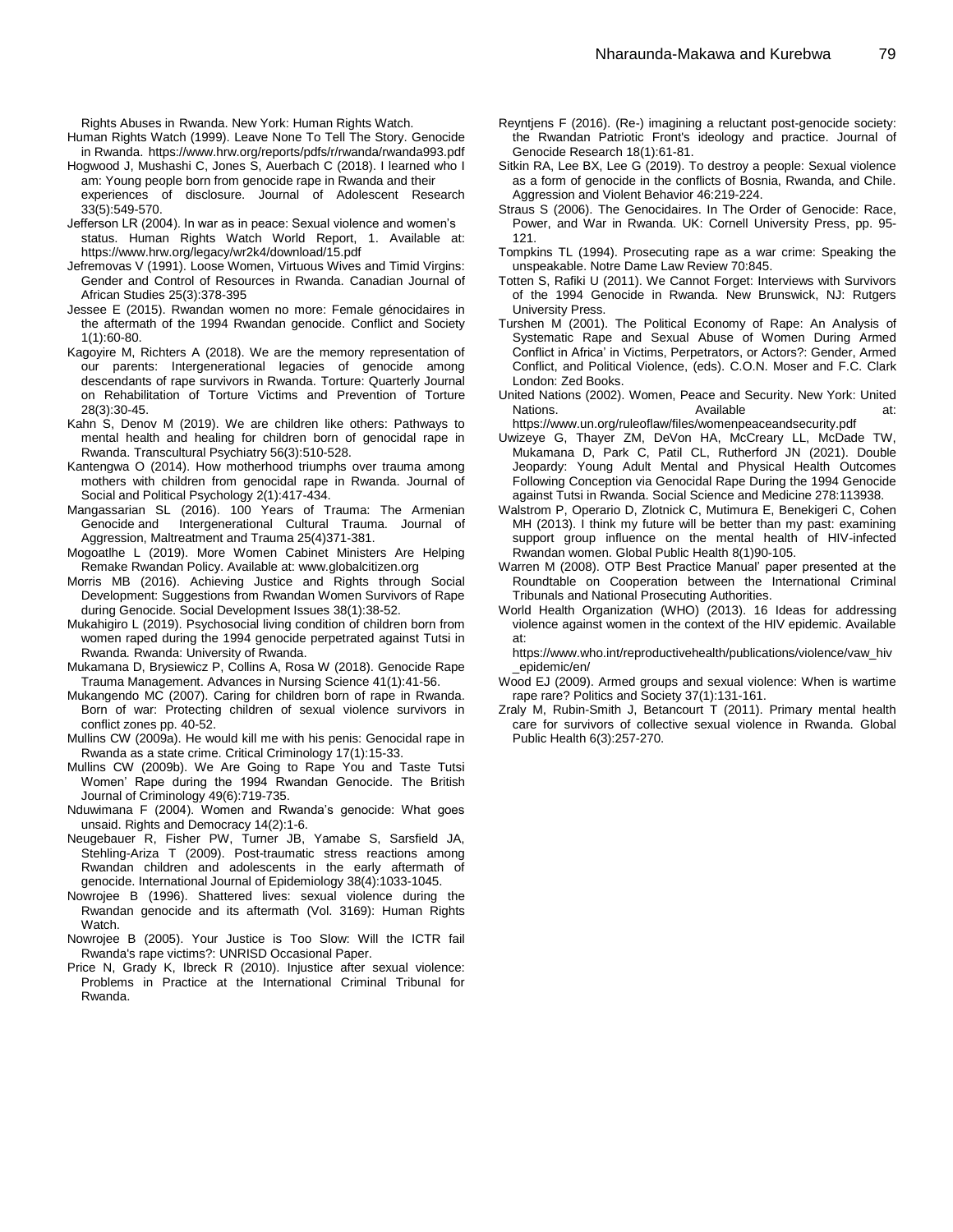Rights Abuses in Rwanda. New York: Human Rights Watch.

Human Rights Watch (1999). Leave None To Tell The Story. Genocide in Rwanda. https://www.hrw.org/reports/pdfs/r/rwanda/rwanda993.pdf

Hogwood J, Mushashi C, Jones S, Auerbach C (2018). I learned who I am: Young people born from genocide rape in Rwanda and their experiences of disclosure. Journal of Adolescent Research 33(5):549-570.

Jefferson LR (2004). In war as in peace: Sexual violence and women's status. Human Rights Watch World Report, 1. Available at: https://www.hrw.org/legacy/wr2k4/download/15.pdf

Jefremovas V (1991). Loose Women, Virtuous Wives and Timid Virgins: Gender and Control of Resources in Rwanda. Canadian Journal of African Studies 25(3):378-395

Jessee E (2015). Rwandan women no more: Female génocidaires in the aftermath of the 1994 Rwandan genocide. Conflict and Society 1(1):60-80.

Kagoyire M, Richters A (2018). We are the memory representation of our parents: Intergenerational legacies of genocide among descendants of rape survivors in Rwanda. Torture: Quarterly Journal on Rehabilitation of Torture Victims and Prevention of Torture 28(3):30-45.

Kahn S, Denov M (2019). We are children like others: Pathways to mental health and healing for children born of genocidal rape in Rwanda. Transcultural Psychiatry 56(3):510-528.

Kantengwa O (2014). How motherhood triumphs over trauma among mothers with children from genocidal rape in Rwanda. Journal of Social and Political Psychology 2(1):417-434.

Mangassarian SL (2016). 100 Years of Trauma: The Armenian Genocide and Intergenerational Cultural Trauma. Journal of Aggression, Maltreatment and Trauma 25(4)371-381.

Mogoatlhe L (2019). More Women Cabinet Ministers Are Helping Remake Rwandan Policy. Available at: www.globalcitizen.org

Morris MB (2016). Achieving Justice and Rights through Social Development: Suggestions from Rwandan Women Survivors of Rape during Genocide. Social Development Issues 38(1):38-52.

Mukahigiro L (2019). Psychosocial living condition of children born from women raped during the 1994 genocide perpetrated against Tutsi in Rwanda. Rwanda: University of Rwanda.

Mukamana D, Brysiewicz P, Collins A, Rosa W (2018). Genocide Rape Trauma Management. Advances in Nursing Science 41(1):41-56.

Mukangendo MC (2007). Caring for children born of rape in Rwanda. Born of war: Protecting children of sexual violence survivors in conflict zones pp. 40-52.

Mullins CW (2009a). He would kill me with his penis: Genocidal rape in Rwanda as a state crime. Critical Criminology 17(1):15-33.

Mullins CW (2009b). We Are Going to Rape You and Taste Tutsi Women' Rape during the 1994 Rwandan Genocide. The British Journal of Criminology 49(6):719-735.

Nduwimana F (2004). Women and Rwanda's genocide: What goes unsaid. Rights and Democracy 14(2):1-6.

Neugebauer R, Fisher PW, Turner JB, Yamabe S, Sarsfield JA, Stehling-Ariza T (2009). Post-traumatic stress reactions among Rwandan children and adolescents in the early aftermath of genocide. International Journal of Epidemiology 38(4):1033-1045.

Nowrojee B (1996). Shattered lives: sexual violence during the Rwandan genocide and its aftermath (Vol. 3169): Human Rights Watch.

Nowrojee B (2005). Your Justice is Too Slow: Will the ICTR fail Rwanda's rape victims?: UNRISD Occasional Paper.

Price N, Grady K, Ibreck R (2010). Injustice after sexual violence: Problems in Practice at the International Criminal Tribunal for Rwanda.

Reyntjens F (2016). (Re-) imagining a reluctant post-genocide society: the Rwandan Patriotic Front's ideology and practice. Journal of Genocide Research 18(1):61-81.

Sitkin RA, Lee BX, Lee G (2019). To destroy a people: Sexual violence as a form of genocide in the conflicts of Bosnia, Rwanda, and Chile. Aggression and Violent Behavior 46:219-224.

Straus S (2006). The Genocidaires. In The Order of Genocide: Race, Power, and War in Rwanda. UK: Cornell University Press, pp. 95-121.

Tompkins TL (1994). Prosecuting rape as a war crime: Speaking the unspeakable. Notre Dame Law Review 70:845.

Totten S, Rafiki U (2011). We Cannot Forget: Interviews with Survivors of the 1994 Genocide in Rwanda. New Brunswick, NJ: Rutgers University Press.

Turshen M (2001). The Political Economy of Rape: An Analysis of Systematic Rape and Sexual Abuse of Women During Armed Conflict in Africa' in Victims, Perpetrators, or Actors?: Gender, Armed Conflict, and Political Violence, (eds). C.O.N. Moser and F.C. Clark London: Zed Books.

United Nations (2002). Women, Peace and Security. New York: United Nations. Available at: https://www.un.org/ruleoflaw/files/womenpeaceandsecurity.pdf

Uwizeye G, Thayer ZM, DeVon HA, McCreary LL, McDade TW, Mukamana D, Park C, Patil CL, Rutherford JN (2021). Double Jeopardy: Young Adult Mental and Physical Health Outcomes Following Conception via Genocidal Rape During the 1994 Genocide against Tutsi in Rwanda. Social Science and Medicine 278:113938.

Walstrom P, Operario D, Zlotnick C, Mutimura E, Benekigeri C, Cohen MH (2013). I think my future will be better than my past: examining support group influence on the mental health of HIV-infected Rwandan women. Global Public Health 8(1)90-105.

Warren M (2008). OTP Best Practice Manual' paper presented at the Roundtable on Cooperation between the International Criminal Tribunals and National Prosecuting Authorities.

World Health Organization (WHO) (2013). 16 Ideas for addressing violence against women in the context of the HIV epidemic. Available at: https://www.who.int/reproductivehealth/publications/violence/vaw_hiv_epidemic/en/

Wood EJ (2009). Armed groups and sexual violence: When is wartime rape rare? Politics and Society 37(1):131-161.

Zraly M, Rubin-Smith J, Betancourt T (2011). Primary mental health care for survivors of collective sexual violence in Rwanda. Global Public Health 6(3):257-270.